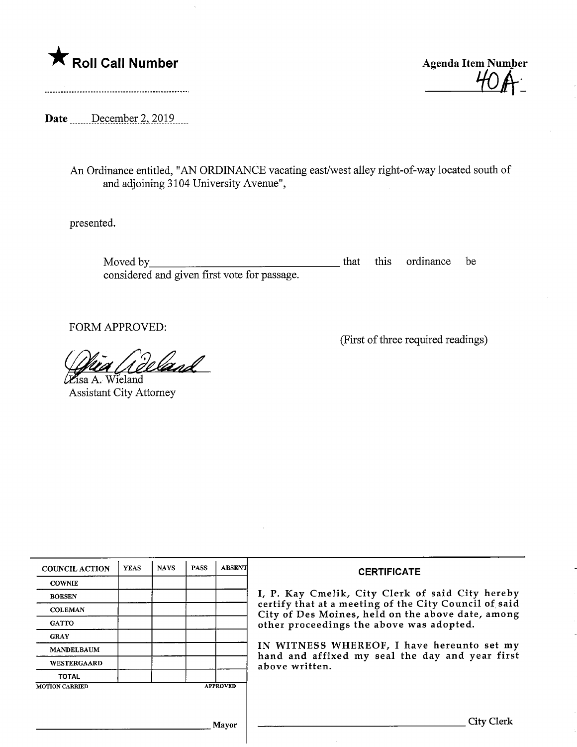★ **Roll Call Number**

..........................................................

**Agenda Item Number**

40A

**Date** December 2, 2019

An Ordinance entitled, "AN ORDINANCE vacating east/west alley right-of-way located south of and adjoining 3104 University Avenue",

presented.

Moved by\_\_\_\_\_\_\_\_\_\_\_\_\_\_\_\_\_\_\_\_\_\_\_\_\_\_\_\_\_\_\_\_ that this ordinance be considered and given first vote for passage.

FORM APPROVED:

(First of three required readings)

Lisa A. Wieland
Assistant City Attorney

| COUNCIL ACTION | YEAS | NAYS | PASS | ABSENT |
|---|---|---|---|---|
| COWNIE | | | | |
| BOESEN | | | | |
| COLEMAN | | | | |
| GATTO | | | | |
| GRAY | | | | |
| MANDELBAUM | | | | |
| WESTERGAARD | | | | |
| TOTAL | | | | |

MOTION CARRIED APPROVED

\_\_\_\_\_\_\_\_\_\_\_\_\_\_\_\_\_\_\_\_\_\_\_\_\_\_\_\_ Mayor

**CERTIFICATE**

I, P. Kay Cmelik, City Clerk of said City hereby certify that at a meeting of the City Council of said City of Des Moines, held on the above date, among other proceedings the above was adopted.

IN WITNESS WHEREOF, I have hereunto set my hand and affixed my seal the day and year first above written.

\_\_\_\_\_\_\_\_\_\_\_\_\_\_\_\_\_\_\_\_\_\_\_\_\_\_\_\_ City Clerk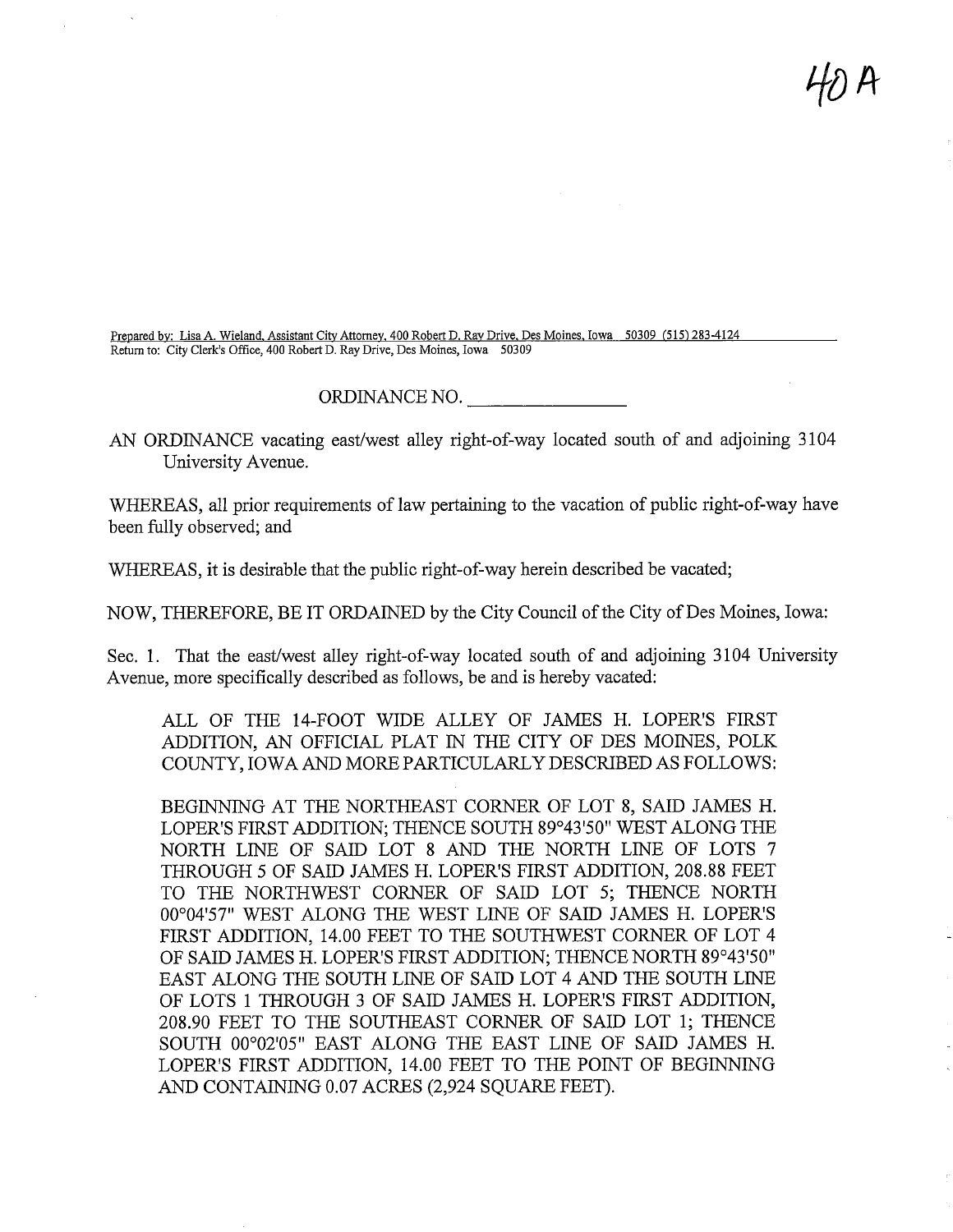40 A

Prepared by: Lisa A. Wieland, Assistant City Attorney, 400 Robert D. Ray Drive, Des Moines, Iowa 50309 (515) 283-4124
Return to: City Clerk's Office, 400 Robert D. Ray Drive, Des Moines, Iowa 50309

ORDINANCE NO. ________________

AN ORDINANCE vacating east/west alley right-of-way located south of and adjoining 3104 University Avenue.

WHEREAS, all prior requirements of law pertaining to the vacation of public right-of-way have been fully observed; and

WHEREAS, it is desirable that the public right-of-way herein described be vacated;

NOW, THEREFORE, BE IT ORDAINED by the City Council of the City of Des Moines, Iowa:

Sec. 1. That the east/west alley right-of-way located south of and adjoining 3104 University Avenue, more specifically described as follows, be and is hereby vacated:

> ALL OF THE 14-FOOT WIDE ALLEY OF JAMES H. LOPER'S FIRST ADDITION, AN OFFICIAL PLAT IN THE CITY OF DES MOINES, POLK COUNTY, IOWA AND MORE PARTICULARLY DESCRIBED AS FOLLOWS:
>
> BEGINNING AT THE NORTHEAST CORNER OF LOT 8, SAID JAMES H. LOPER'S FIRST ADDITION; THENCE SOUTH 89°43'50" WEST ALONG THE NORTH LINE OF SAID LOT 8 AND THE NORTH LINE OF LOTS 7 THROUGH 5 OF SAID JAMES H. LOPER'S FIRST ADDITION, 208.88 FEET TO THE NORTHWEST CORNER OF SAID LOT 5; THENCE NORTH 00°04'57" WEST ALONG THE WEST LINE OF SAID JAMES H. LOPER'S FIRST ADDITION, 14.00 FEET TO THE SOUTHWEST CORNER OF LOT 4 OF SAID JAMES H. LOPER'S FIRST ADDITION; THENCE NORTH 89°43'50" EAST ALONG THE SOUTH LINE OF SAID LOT 4 AND THE SOUTH LINE OF LOTS 1 THROUGH 3 OF SAID JAMES H. LOPER'S FIRST ADDITION, 208.90 FEET TO THE SOUTHEAST CORNER OF SAID LOT 1; THENCE SOUTH 00°02'05" EAST ALONG THE EAST LINE OF SAID JAMES H. LOPER'S FIRST ADDITION, 14.00 FEET TO THE POINT OF BEGINNING AND CONTAINING 0.07 ACRES (2,924 SQUARE FEET).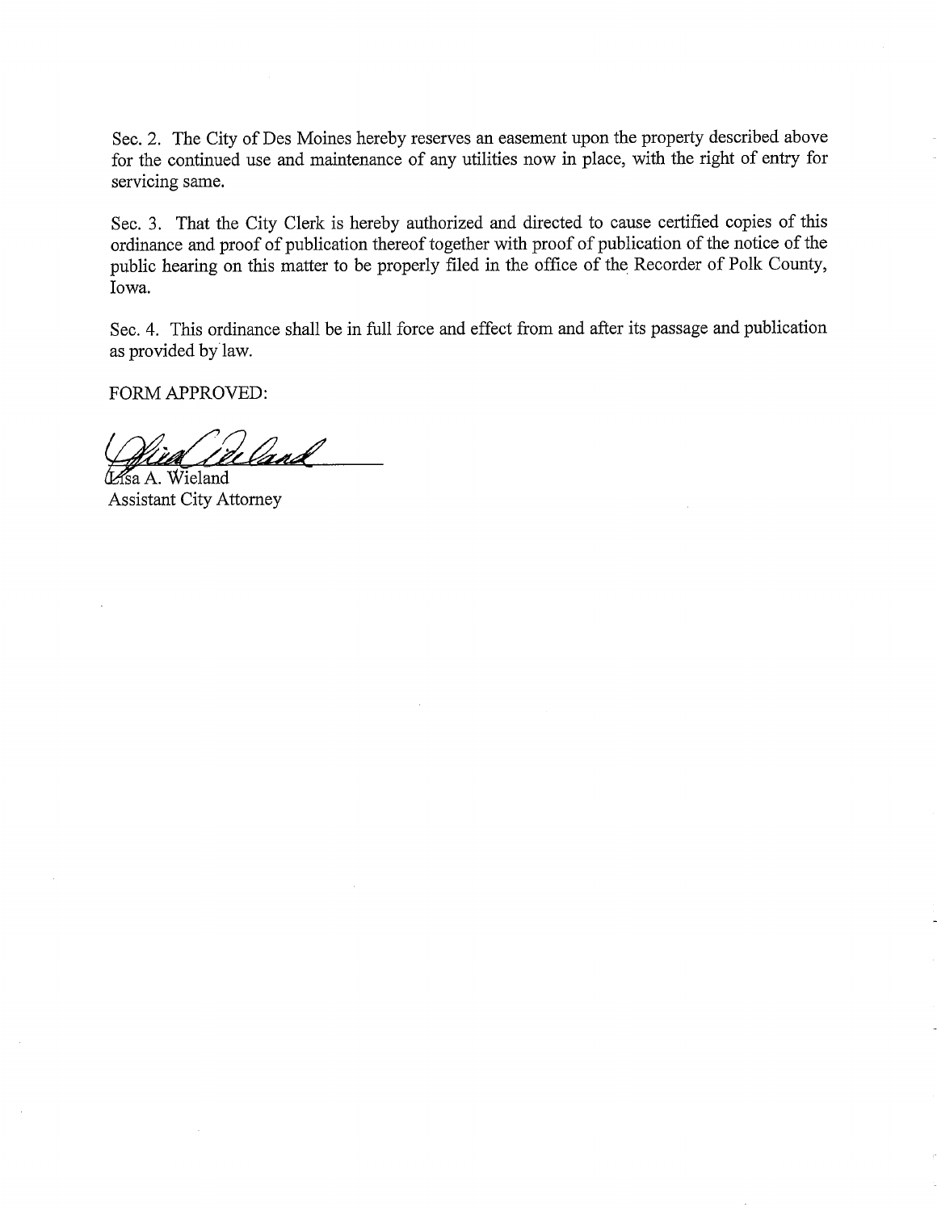Sec. 2. The City of Des Moines hereby reserves an easement upon the property described above for the continued use and maintenance of any utilities now in place, with the right of entry for servicing same.

Sec. 3. That the City Clerk is hereby authorized and directed to cause certified copies of this ordinance and proof of publication thereof together with proof of publication of the notice of the public hearing on this matter to be properly filed in the office of the Recorder of Polk County, Iowa.

Sec. 4. This ordinance shall be in full force and effect from and after its passage and publication as provided by law.

FORM APPROVED:

Lisa A. Wieland
Assistant City Attorney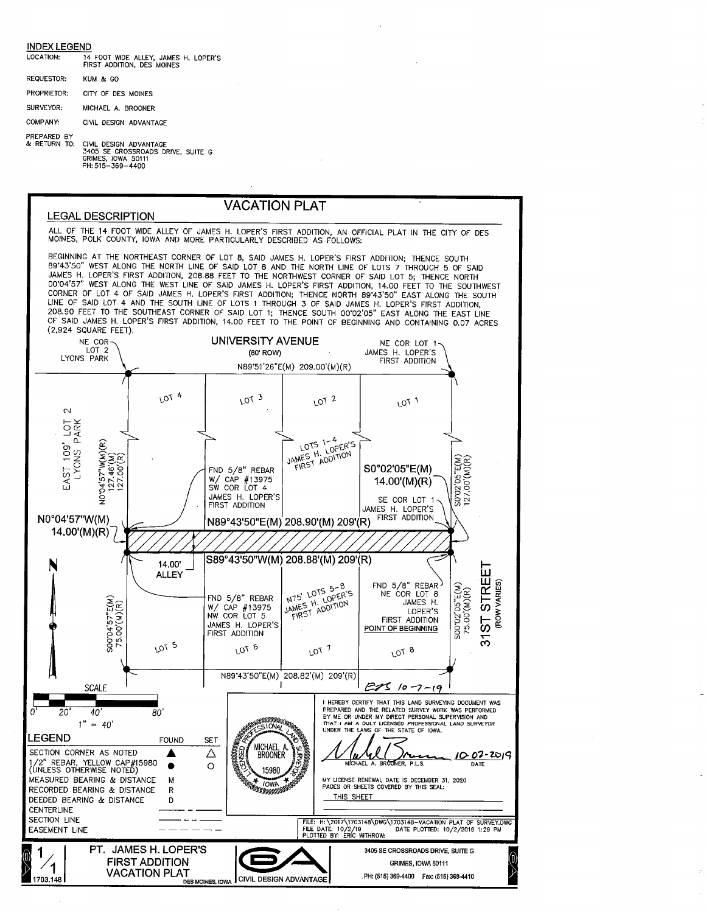## INDEX LEGEND

LOCATION: 14 FOOT WIDE ALLEY, JAMES H. LOPER'S FIRST ADDITION, DES MOINES

REQUESTOR: KUM & GO

PROPRIETOR: CITY OF DES MOINES

SURVEYOR: MICHAEL A. BROONER

COMPANY: CIVIL DESIGN ADVANTAGE

PREPARED BY & RETURN TO: CIVIL DESIGN ADVANTAGE
3405 SE CROSSROADS DRIVE, SUITE G
GRIMES, IOWA 50111
PH: 515-369-4400

# VACATION PLAT

## LEGAL DESCRIPTION

ALL OF THE 14 FOOT WIDE ALLEY OF JAMES H. LOPER'S FIRST ADDITION, AN OFFICIAL PLAT IN THE CITY OF DES MOINES, POLK COUNTY, IOWA AND MORE PARTICULARLY DESCRIBED AS FOLLOWS:

BEGINNING AT THE NORTHEAST CORNER OF LOT 8, SAID JAMES H. LOPER'S FIRST ADDITION; THENCE SOUTH 89°43'50" WEST ALONG THE NORTH LINE OF SAID LOT 8 AND THE NORTH LINE OF LOTS 7 THROUGH 5 OF SAID JAMES H. LOPER'S FIRST ADDITION, 208.88 FEET TO THE NORTHWEST CORNER OF SAID LOT 5; THENCE NORTH 00°04'57" WEST ALONG THE WEST LINE OF SAID JAMES H. LOPER'S FIRST ADDITION, 14.00 FEET TO THE SOUTHWEST CORNER OF LOT 4 OF SAID JAMES H. LOPER'S FIRST ADDITION; THENCE NORTH 89°43'50" EAST ALONG THE SOUTH LINE OF SAID LOT 4 AND THE SOUTH LINE OF LOTS 1 THROUGH 3 OF SAID JAMES H. LOPER'S FIRST ADDITION, 208.90 FEET TO THE SOUTHEAST CORNER OF SAID LOT 1; THENCE SOUTH 00°02'05" EAST ALONG THE EAST LINE OF SAID JAMES H. LOPER'S FIRST ADDITION, 14.00 FEET TO THE POINT OF BEGINNING AND CONTAINING 0.07 ACRES (2,924 SQUARE FEET).

UNIVERSITY AVENUE
(80' ROW)
N89°51'26"E(M) 209.00'(M)(R)

NE COR LOT 2 LYONS PARK

NE COR LOT 1 JAMES H. LOPER'S FIRST ADDITION

LOT 4
LOT 3
LOT 2
LOT 1

LOTS 1-4 JAMES H. LOPER'S FIRST ADDITION

EAST 109' LOT 2 LYONS PARK

N0°04'57"W(M)(R) 127.46'(M) 127.00'(R)

FND 5/8" REBAR W/ CAP #13975 SW COR LOT 4 JAMES H. LOPER'S FIRST ADDITION

S0°02'05"E(M) 14.00'(M)(R)

S0°02'05"E(M) 127.00'(M)(R)

SE COR LOT 1 JAMES H. LOPER'S FIRST ADDITION

N0°04'57"W(M) 14.00'(M)(R)

N89°43'50"E(M) 208.90'(M) 209'(R)

S89°43'50"W(M) 208.88'(M) 209'(R)

14.00' ALLEY

FND 5/8" REBAR NE COR LOT 8 JAMES H. LOPER'S FIRST ADDITION
POINT OF BEGINNING

31ST STREET (ROW VARIES)

FND 5/8" REBAR W/ CAP #13975 NW COR LOT 5 JAMES H. LOPER'S FIRST ADDITION

N75' LOTS 5-8 JAMES H. LOPER'S FIRST ADDITION

S00°04'57"E(M) 75.00'(M)(R)

S00°02'05"E(M) 75.00'(M)(R)

LOT 5
LOT 6
LOT 7
LOT 8

N89°43'50"E(M) 208.82'(M) 209'(R)

EJS 10-7-19

SCALE
0' 20' 40' 80'
1" = 40'

## LEGEND

| | FOUND | SET |
|---|---|---|
| SECTION CORNER AS NOTED | ▲ | △ |
| 1/2" REBAR, YELLOW CAP#15980 (UNLESS OTHERWISE NOTED) | ● | ○ |
| MEASURED BEARING & DISTANCE | M | |
| RECORDED BEARING & DISTANCE | R | |
| DEEDED BEARING & DISTANCE | D | |
| CENTERLINE | | |
| SECTION LINE | | |
| EASEMENT LINE | | |

LICENSED PROFESSIONAL LAND SURVEYOR MICHAEL A. BROONER 15980 IOWA

I HEREBY CERTIFY THAT THIS LAND SURVEYING DOCUMENT WAS PREPARED AND THE RELATED SURVEY WORK WAS PERFORMED BY ME OR UNDER MY DIRECT PERSONAL SUPERVISION AND THAT I AM A DULY LICENSED PROFESSIONAL LAND SURVEYOR UNDER THE LAWS OF THE STATE OF IOWA.

MICHAEL A. BROONER, P.L.S. — 10-02-2019 DATE

MY LICENSE RENEWAL DATE IS DECEMBER 31, 2020
PAGES OR SHEETS COVERED BY THIS SEAL:
THIS SHEET

FILE: H:\2017\1703148\DWG\1703148-VACATION PLAT OF SURVEY.DWG
FILE DATE: 10/2/19 DATE PLOTTED: 10/2/2019 1:29 PM
PLOTTED BY: ERIC WITHROW

1/1
1703.148

PT. JAMES H. LOPER'S FIRST ADDITION VACATION PLAT
DES MOINES, IOWA

CIVIL DESIGN ADVANTAGE

3405 SE CROSSROADS DRIVE, SUITE G
GRIMES, IOWA 50111
PH: (515) 369-4400 Fax: (515) 369-4410